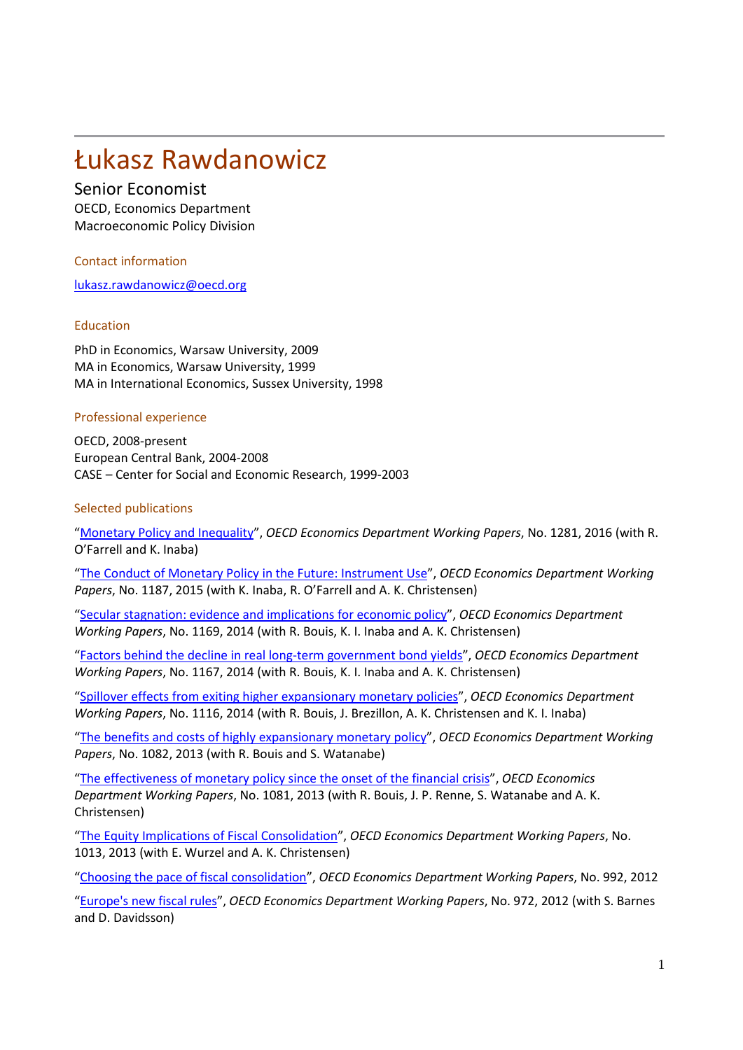# Łukasz Rawdanowicz

## Senior Economist

OECD, Economics Department
Macroeconomic Policy Division

### Contact information

lukasz.rawdanowicz@oecd.org

### Education

PhD in Economics, Warsaw University, 2009
MA in Economics, Warsaw University, 1999
MA in International Economics, Sussex University, 1998

### Professional experience

OECD, 2008-present
European Central Bank, 2004-2008
CASE – Center for Social and Economic Research, 1999-2003

### Selected publications

"Monetary Policy and Inequality", *OECD Economics Department Working Papers*, No. 1281, 2016 (with R. O'Farrell and K. Inaba)

"The Conduct of Monetary Policy in the Future: Instrument Use", *OECD Economics Department Working Papers*, No. 1187, 2015 (with K. Inaba, R. O'Farrell and A. K. Christensen)

"Secular stagnation: evidence and implications for economic policy", *OECD Economics Department Working Papers*, No. 1169, 2014 (with R. Bouis, K. I. Inaba and A. K. Christensen)

"Factors behind the decline in real long-term government bond yields", *OECD Economics Department Working Papers*, No. 1167, 2014 (with R. Bouis, K. I. Inaba and A. K. Christensen)

"Spillover effects from exiting higher expansionary monetary policies", *OECD Economics Department Working Papers*, No. 1116, 2014 (with R. Bouis, J. Brezillon, A. K. Christensen and K. I. Inaba)

"The benefits and costs of highly expansionary monetary policy", *OECD Economics Department Working Papers*, No. 1082, 2013 (with R. Bouis and S. Watanabe)

"The effectiveness of monetary policy since the onset of the financial crisis", *OECD Economics Department Working Papers*, No. 1081, 2013 (with R. Bouis, J. P. Renne, S. Watanabe and A. K. Christensen)

"The Equity Implications of Fiscal Consolidation", *OECD Economics Department Working Papers*, No. 1013, 2013 (with E. Wurzel and A. K. Christensen)

"Choosing the pace of fiscal consolidation", *OECD Economics Department Working Papers*, No. 992, 2012

"Europe's new fiscal rules", *OECD Economics Department Working Papers*, No. 972, 2012 (with S. Barnes and D. Davidsson)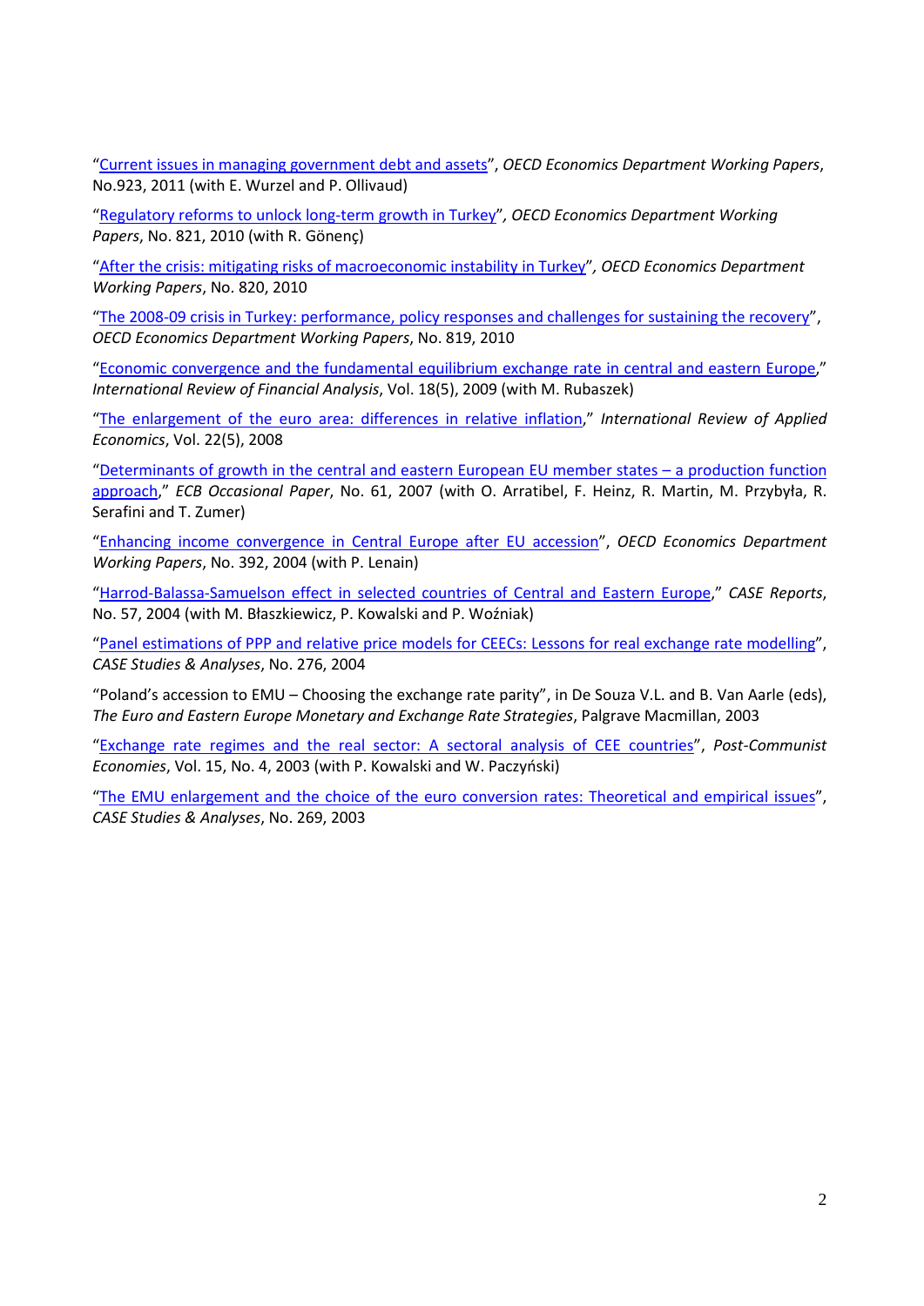"Current issues in managing government debt and assets", *OECD Economics Department Working Papers*, No.923, 2011 (with E. Wurzel and P. Ollivaud)

"Regulatory reforms to unlock long-term growth in Turkey", *OECD Economics Department Working Papers*, No. 821, 2010 (with R. Gönenç)

"After the crisis: mitigating risks of macroeconomic instability in Turkey", *OECD Economics Department Working Papers*, No. 820, 2010

"The 2008-09 crisis in Turkey: performance, policy responses and challenges for sustaining the recovery", *OECD Economics Department Working Papers*, No. 819, 2010

"Economic convergence and the fundamental equilibrium exchange rate in central and eastern Europe," *International Review of Financial Analysis*, Vol. 18(5), 2009 (with M. Rubaszek)

"The enlargement of the euro area: differences in relative inflation," *International Review of Applied Economics*, Vol. 22(5), 2008

"Determinants of growth in the central and eastern European EU member states – a production function approach," *ECB Occasional Paper*, No. 61, 2007 (with O. Arratibel, F. Heinz, R. Martin, M. Przybyła, R. Serafini and T. Zumer)

"Enhancing income convergence in Central Europe after EU accession", *OECD Economics Department Working Papers*, No. 392, 2004 (with P. Lenain)

"Harrod-Balassa-Samuelson effect in selected countries of Central and Eastern Europe," *CASE Reports*, No. 57, 2004 (with M. Błaszkiewicz, P. Kowalski and P. Woźniak)

"Panel estimations of PPP and relative price models for CEECs: Lessons for real exchange rate modelling", *CASE Studies & Analyses*, No. 276, 2004

"Poland's accession to EMU – Choosing the exchange rate parity", in De Souza V.L. and B. Van Aarle (eds), *The Euro and Eastern Europe Monetary and Exchange Rate Strategies*, Palgrave Macmillan, 2003

"Exchange rate regimes and the real sector: A sectoral analysis of CEE countries", *Post-Communist Economies*, Vol. 15, No. 4, 2003 (with P. Kowalski and W. Paczyński)

"The EMU enlargement and the choice of the euro conversion rates: Theoretical and empirical issues", *CASE Studies & Analyses*, No. 269, 2003